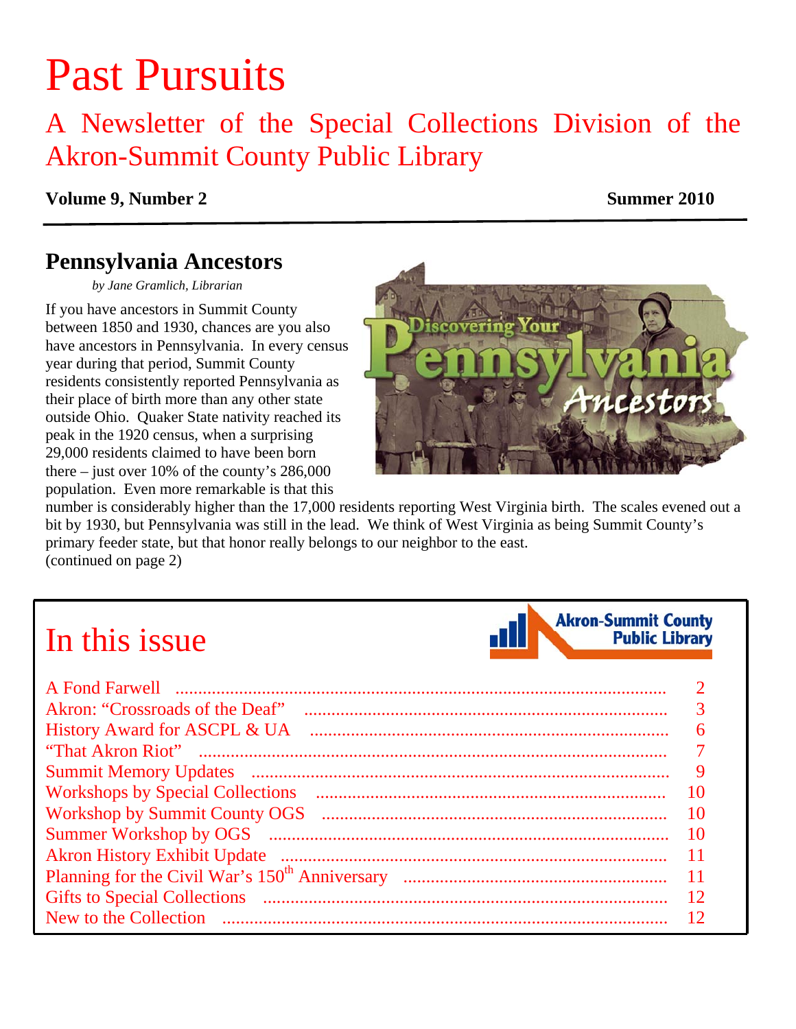# Past Pursuits

## A Newsletter of the Special Collections Division of the Akron-Summit County Public Library

**Volume 9, Number 2** **Summer 2010**

## Pennsylvania Ancestors

*by Jane Gramlich, Librarian*

If you have ancestors in Summit County between 1850 and 1930, chances are you also have ancestors in Pennsylvania. In every census year during that period, Summit County residents consistently reported Pennsylvania as their place of birth more than any other state outside Ohio. Quaker State nativity reached its peak in the 1920 census, when a surprising 29,000 residents claimed to have been born there – just over 10% of the county's 286,000 population. Even more remarkable is that this number is considerably higher than the 17,000 residents reporting West Virginia birth. The scales evened out a bit by 1930, but Pennsylvania was still in the lead. We think of West Virginia as being Summit County's primary feeder state, but that honor really belongs to our neighbor to the east.
(continued on page 2)

## In this issue

Akron-Summit County Public Library

| | |
|---|---|
| A Fond Farwell | 2 |
| Akron: "Crossroads of the Deaf" | 3 |
| History Award for ASCPL & UA | 6 |
| "That Akron Riot" | 7 |
| Summit Memory Updates | 9 |
| Workshops by Special Collections | 10 |
| Workshop by Summit County OGS | 10 |
| Summer Workshop by OGS | 10 |
| Akron History Exhibit Update | 11 |
| Planning for the Civil War's 150th Anniversary | 11 |
| Gifts to Special Collections | 12 |
| New to the Collection | 12 |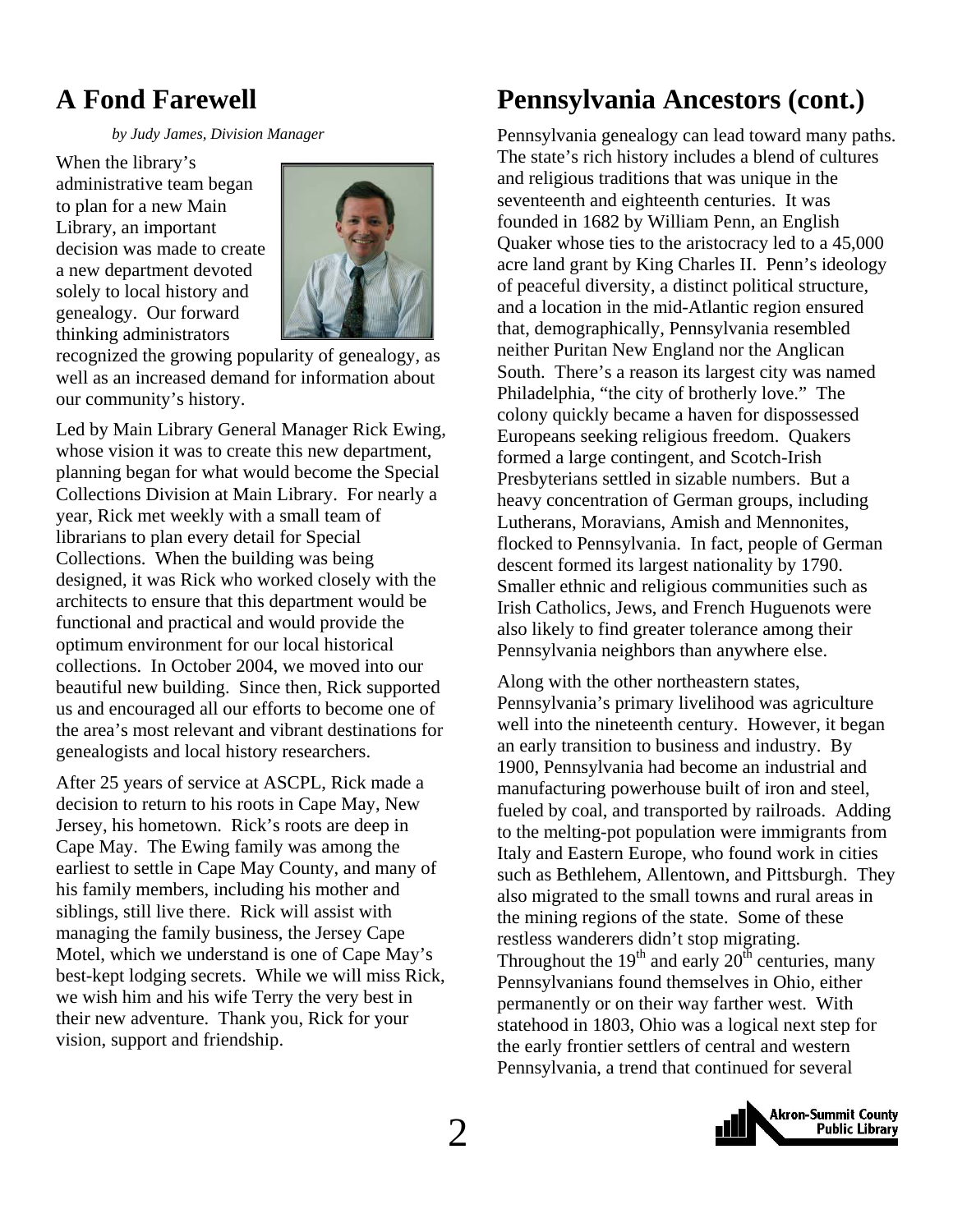## A Fond Farewell

*by Judy James, Division Manager*

When the library's administrative team began to plan for a new Main Library, an important decision was made to create a new department devoted solely to local history and genealogy. Our forward thinking administrators recognized the growing popularity of genealogy, as well as an increased demand for information about our community's history.

Led by Main Library General Manager Rick Ewing, whose vision it was to create this new department, planning began for what would become the Special Collections Division at Main Library. For nearly a year, Rick met weekly with a small team of librarians to plan every detail for Special Collections. When the building was being designed, it was Rick who worked closely with the architects to ensure that this department would be functional and practical and would provide the optimum environment for our local historical collections. In October 2004, we moved into our beautiful new building. Since then, Rick supported us and encouraged all our efforts to become one of the area's most relevant and vibrant destinations for genealogists and local history researchers.

After 25 years of service at ASCPL, Rick made a decision to return to his roots in Cape May, New Jersey, his hometown. Rick's roots are deep in Cape May. The Ewing family was among the earliest to settle in Cape May County, and many of his family members, including his mother and siblings, still live there. Rick will assist with managing the family business, the Jersey Cape Motel, which we understand is one of Cape May's best-kept lodging secrets. While we will miss Rick, we wish him and his wife Terry the very best in their new adventure. Thank you, Rick for your vision, support and friendship.

## Pennsylvania Ancestors (cont.)

Pennsylvania genealogy can lead toward many paths. The state's rich history includes a blend of cultures and religious traditions that was unique in the seventeenth and eighteenth centuries. It was founded in 1682 by William Penn, an English Quaker whose ties to the aristocracy led to a 45,000 acre land grant by King Charles II. Penn's ideology of peaceful diversity, a distinct political structure, and a location in the mid-Atlantic region ensured that, demographically, Pennsylvania resembled neither Puritan New England nor the Anglican South. There's a reason its largest city was named Philadelphia, "the city of brotherly love." The colony quickly became a haven for dispossessed Europeans seeking religious freedom. Quakers formed a large contingent, and Scotch-Irish Presbyterians settled in sizable numbers. But a heavy concentration of German groups, including Lutherans, Moravians, Amish and Mennonites, flocked to Pennsylvania. In fact, people of German descent formed its largest nationality by 1790. Smaller ethnic and religious communities such as Irish Catholics, Jews, and French Huguenots were also likely to find greater tolerance among their Pennsylvania neighbors than anywhere else.

Along with the other northeastern states, Pennsylvania's primary livelihood was agriculture well into the nineteenth century. However, it began an early transition to business and industry. By 1900, Pennsylvania had become an industrial and manufacturing powerhouse built of iron and steel, fueled by coal, and transported by railroads. Adding to the melting-pot population were immigrants from Italy and Eastern Europe, who found work in cities such as Bethlehem, Allentown, and Pittsburgh. They also migrated to the small towns and rural areas in the mining regions of the state. Some of these restless wanderers didn't stop migrating. Throughout the 19th and early 20th centuries, many Pennsylvanians found themselves in Ohio, either permanently or on their way farther west. With statehood in 1803, Ohio was a logical next step for the early frontier settlers of central and western Pennsylvania, a trend that continued for several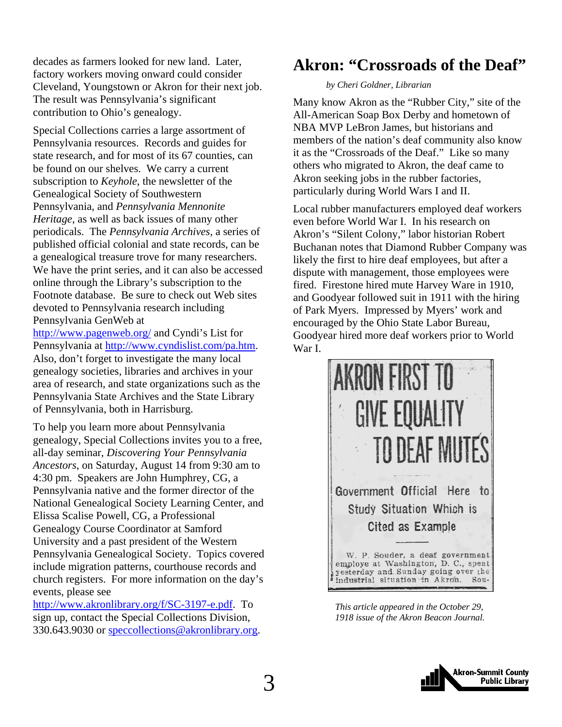decades as farmers looked for new land. Later, factory workers moving onward could consider Cleveland, Youngstown or Akron for their next job. The result was Pennsylvania's significant contribution to Ohio's genealogy.

Special Collections carries a large assortment of Pennsylvania resources. Records and guides for state research, and for most of its 67 counties, can be found on our shelves. We carry a current subscription to *Keyhole*, the newsletter of the Genealogical Society of Southwestern Pennsylvania, and *Pennsylvania Mennonite Heritage*, as well as back issues of many other periodicals. The *Pennsylvania Archives*, a series of published official colonial and state records, can be a genealogical treasure trove for many researchers. We have the print series, and it can also be accessed online through the Library's subscription to the Footnote database. Be sure to check out Web sites devoted to Pennsylvania research including Pennsylvania GenWeb at http://www.pagenweb.org/ and Cyndi's List for Pennsylvania at http://www.cyndislist.com/pa.htm. Also, don't forget to investigate the many local genealogy societies, libraries and archives in your area of research, and state organizations such as the Pennsylvania State Archives and the State Library of Pennsylvania, both in Harrisburg.

To help you learn more about Pennsylvania genealogy, Special Collections invites you to a free, all-day seminar, *Discovering Your Pennsylvania Ancestors*, on Saturday, August 14 from 9:30 am to 4:30 pm. Speakers are John Humphrey, CG, a Pennsylvania native and the former director of the National Genealogical Society Learning Center, and Elissa Scalise Powell, CG, a Professional Genealogy Course Coordinator at Samford University and a past president of the Western Pennsylvania Genealogical Society. Topics covered include migration patterns, courthouse records and church registers. For more information on the day's events, please see http://www.akronlibrary.org/f/SC-3197-e.pdf. To sign up, contact the Special Collections Division, 330.643.9030 or speccollections@akronlibrary.org.

# Akron: "Crossroads of the Deaf"

*by Cheri Goldner, Librarian*

Many know Akron as the "Rubber City," site of the All-American Soap Box Derby and hometown of NBA MVP LeBron James, but historians and members of the nation's deaf community also know it as the "Crossroads of the Deaf." Like so many others who migrated to Akron, the deaf came to Akron seeking jobs in the rubber factories, particularly during World Wars I and II.

Local rubber manufacturers employed deaf workers even before World War I. In his research on Akron's "Silent Colony," labor historian Robert Buchanan notes that Diamond Rubber Company was likely the first to hire deaf employees, but after a dispute with management, those employees were fired. Firestone hired mute Harvey Ware in 1910, and Goodyear followed suit in 1911 with the hiring of Park Myers. Impressed by Myers' work and encouraged by the Ohio State Labor Bureau, Goodyear hired more deaf workers prior to World War I.

AKRON FIRST TO GIVE EQUALITY TO DEAF MUTES

Government Official Here to Study Situation Which is Cited as Example

W. P. Souder, a deaf government employe at Washington, D. C., spent yesterday and Sunday going over the industrial situation in Akron. Sou-

*This article appeared in the October 29, 1918 issue of the Akron Beacon Journal.*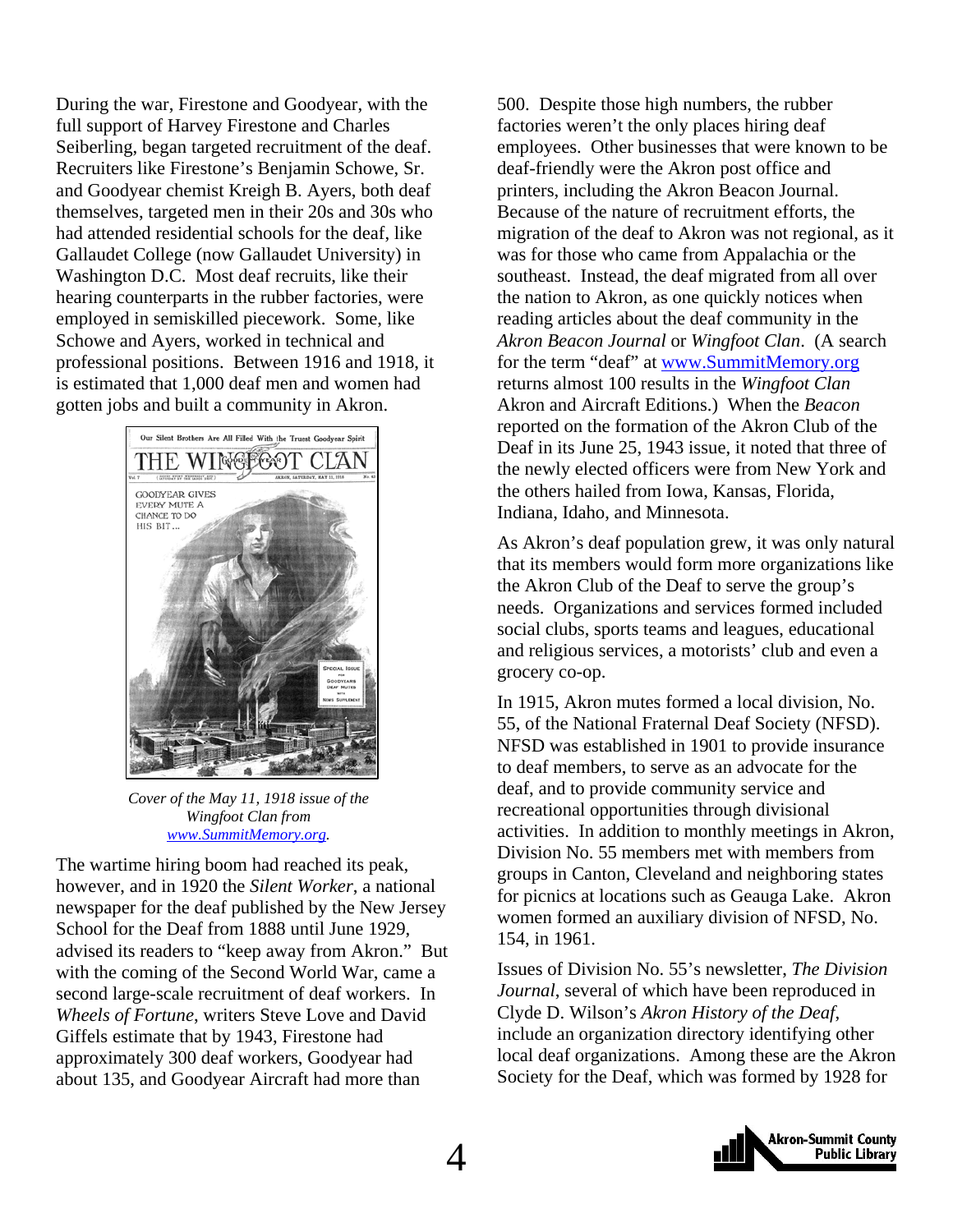During the war, Firestone and Goodyear, with the full support of Harvey Firestone and Charles Seiberling, began targeted recruitment of the deaf. Recruiters like Firestone's Benjamin Schowe, Sr. and Goodyear chemist Kreigh B. Ayers, both deaf themselves, targeted men in their 20s and 30s who had attended residential schools for the deaf, like Gallaudet College (now Gallaudet University) in Washington D.C. Most deaf recruits, like their hearing counterparts in the rubber factories, were employed in semiskilled piecework. Some, like Schowe and Ayers, worked in technical and professional positions. Between 1916 and 1918, it is estimated that 1,000 deaf men and women had gotten jobs and built a community in Akron.

*Cover of the May 11, 1918 issue of the Wingfoot Clan from [www.SummitMemory.org](http://www.SummitMemory.org).*

The wartime hiring boom had reached its peak, however, and in 1920 the *Silent Worker*, a national newspaper for the deaf published by the New Jersey School for the Deaf from 1888 until June 1929, advised its readers to "keep away from Akron." But with the coming of the Second World War, came a second large-scale recruitment of deaf workers. In *Wheels of Fortune*, writers Steve Love and David Giffels estimate that by 1943, Firestone had approximately 300 deaf workers, Goodyear had about 135, and Goodyear Aircraft had more than 500. Despite those high numbers, the rubber factories weren't the only places hiring deaf employees. Other businesses that were known to be deaf-friendly were the Akron post office and printers, including the Akron Beacon Journal. Because of the nature of recruitment efforts, the migration of the deaf to Akron was not regional, as it was for those who came from Appalachia or the southeast. Instead, the deaf migrated from all over the nation to Akron, as one quickly notices when reading articles about the deaf community in the *Akron Beacon Journal* or *Wingfoot Clan*. (A search for the term "deaf" at [www.SummitMemory.org](http://www.SummitMemory.org) returns almost 100 results in the *Wingfoot Clan* Akron and Aircraft Editions.) When the *Beacon* reported on the formation of the Akron Club of the Deaf in its June 25, 1943 issue, it noted that three of the newly elected officers were from New York and the others hailed from Iowa, Kansas, Florida, Indiana, Idaho, and Minnesota.

As Akron's deaf population grew, it was only natural that its members would form more organizations like the Akron Club of the Deaf to serve the group's needs. Organizations and services formed included social clubs, sports teams and leagues, educational and religious services, a motorists' club and even a grocery co-op.

In 1915, Akron mutes formed a local division, No. 55, of the National Fraternal Deaf Society (NFSD). NFSD was established in 1901 to provide insurance to deaf members, to serve as an advocate for the deaf, and to provide community service and recreational opportunities through divisional activities. In addition to monthly meetings in Akron, Division No. 55 members met with members from groups in Canton, Cleveland and neighboring states for picnics at locations such as Geauga Lake. Akron women formed an auxiliary division of NFSD, No. 154, in 1961.

Issues of Division No. 55's newsletter, *The Division Journal*, several of which have been reproduced in Clyde D. Wilson's *Akron History of the Deaf*, include an organization directory identifying other local deaf organizations. Among these are the Akron Society for the Deaf, which was formed by 1928 for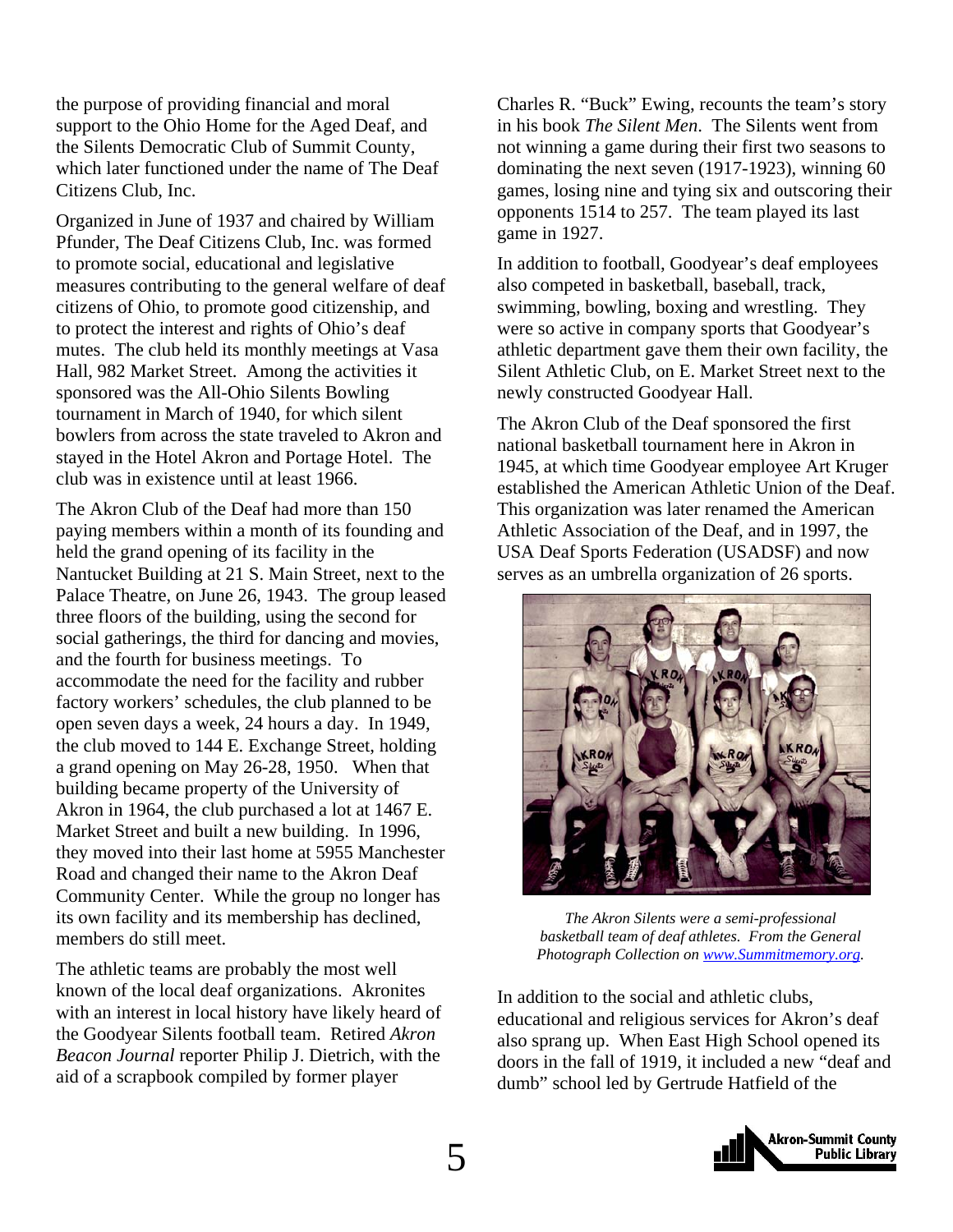the purpose of providing financial and moral support to the Ohio Home for the Aged Deaf, and the Silents Democratic Club of Summit County, which later functioned under the name of The Deaf Citizens Club, Inc.

Organized in June of 1937 and chaired by William Pfunder, The Deaf Citizens Club, Inc. was formed to promote social, educational and legislative measures contributing to the general welfare of deaf citizens of Ohio, to promote good citizenship, and to protect the interest and rights of Ohio's deaf mutes. The club held its monthly meetings at Vasa Hall, 982 Market Street. Among the activities it sponsored was the All-Ohio Silents Bowling tournament in March of 1940, for which silent bowlers from across the state traveled to Akron and stayed in the Hotel Akron and Portage Hotel. The club was in existence until at least 1966.

The Akron Club of the Deaf had more than 150 paying members within a month of its founding and held the grand opening of its facility in the Nantucket Building at 21 S. Main Street, next to the Palace Theatre, on June 26, 1943. The group leased three floors of the building, using the second for social gatherings, the third for dancing and movies, and the fourth for business meetings. To accommodate the need for the facility and rubber factory workers' schedules, the club planned to be open seven days a week, 24 hours a day. In 1949, the club moved to 144 E. Exchange Street, holding a grand opening on May 26-28, 1950. When that building became property of the University of Akron in 1964, the club purchased a lot at 1467 E. Market Street and built a new building. In 1996, they moved into their last home at 5955 Manchester Road and changed their name to the Akron Deaf Community Center. While the group no longer has its own facility and its membership has declined, members do still meet.

The athletic teams are probably the most well known of the local deaf organizations. Akronites with an interest in local history have likely heard of the Goodyear Silents football team. Retired *Akron Beacon Journal* reporter Philip J. Dietrich, with the aid of a scrapbook compiled by former player Charles R. "Buck" Ewing, recounts the team's story in his book *The Silent Men*. The Silents went from not winning a game during their first two seasons to dominating the next seven (1917-1923), winning 60 games, losing nine and tying six and outscoring their opponents 1514 to 257. The team played its last game in 1927.

In addition to football, Goodyear's deaf employees also competed in basketball, baseball, track, swimming, bowling, boxing and wrestling. They were so active in company sports that Goodyear's athletic department gave them their own facility, the Silent Athletic Club, on E. Market Street next to the newly constructed Goodyear Hall.

The Akron Club of the Deaf sponsored the first national basketball tournament here in Akron in 1945, at which time Goodyear employee Art Kruger established the American Athletic Union of the Deaf. This organization was later renamed the American Athletic Association of the Deaf, and in 1997, the USA Deaf Sports Federation (USADSF) and now serves as an umbrella organization of 26 sports.

*The Akron Silents were a semi-professional basketball team of deaf athletes. From the General Photograph Collection on [www.Summitmemory.org](http://www.Summitmemory.org).*

In addition to the social and athletic clubs, educational and religious services for Akron's deaf also sprang up. When East High School opened its doors in the fall of 1919, it included a new "deaf and dumb" school led by Gertrude Hatfield of the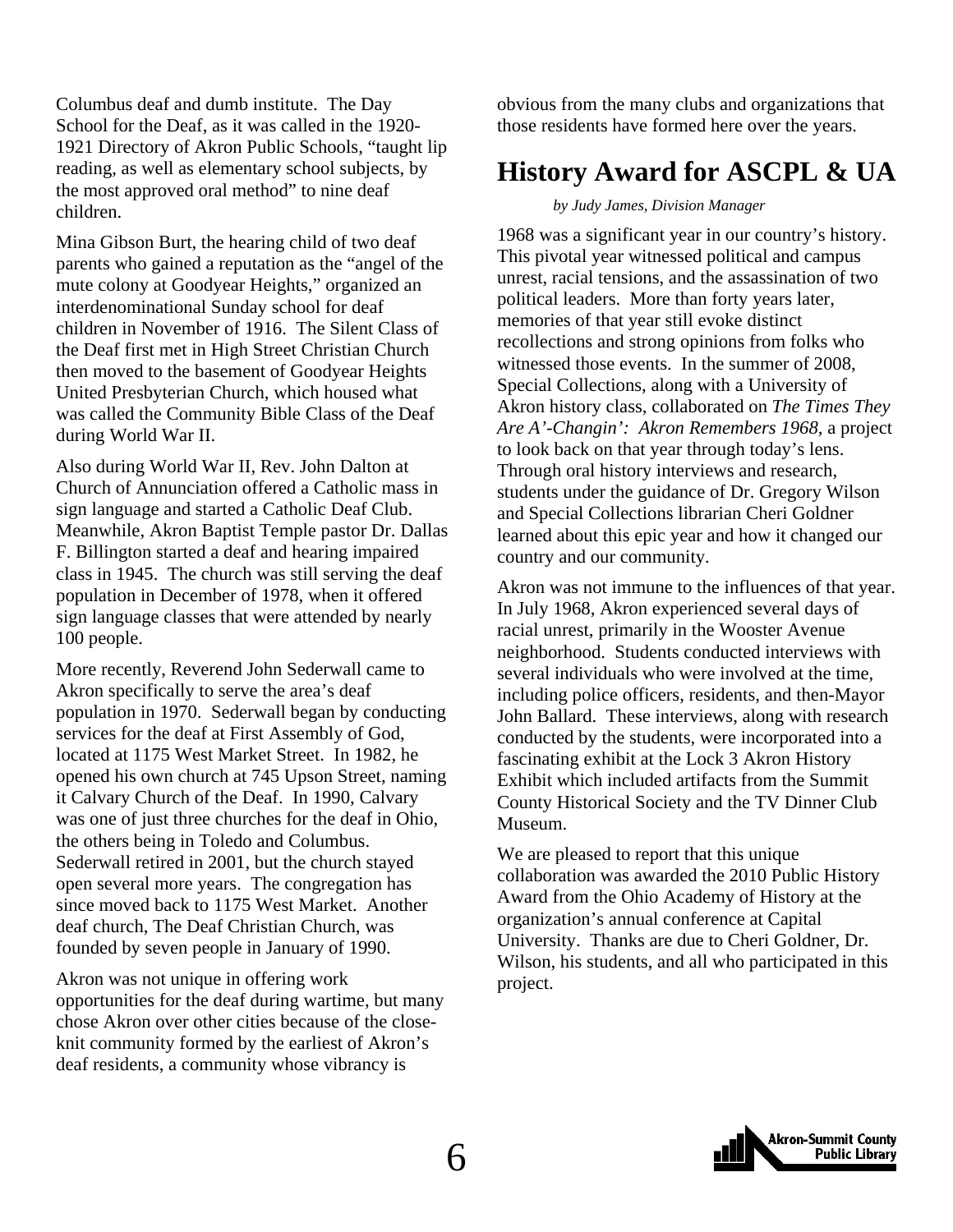Columbus deaf and dumb institute. The Day School for the Deaf, as it was called in the 1920-1921 Directory of Akron Public Schools, "taught lip reading, as well as elementary school subjects, by the most approved oral method" to nine deaf children.

Mina Gibson Burt, the hearing child of two deaf parents who gained a reputation as the "angel of the mute colony at Goodyear Heights," organized an interdenominational Sunday school for deaf children in November of 1916. The Silent Class of the Deaf first met in High Street Christian Church then moved to the basement of Goodyear Heights United Presbyterian Church, which housed what was called the Community Bible Class of the Deaf during World War II.

Also during World War II, Rev. John Dalton at Church of Annunciation offered a Catholic mass in sign language and started a Catholic Deaf Club. Meanwhile, Akron Baptist Temple pastor Dr. Dallas F. Billington started a deaf and hearing impaired class in 1945. The church was still serving the deaf population in December of 1978, when it offered sign language classes that were attended by nearly 100 people.

More recently, Reverend John Sederwall came to Akron specifically to serve the area's deaf population in 1970. Sederwall began by conducting services for the deaf at First Assembly of God, located at 1175 West Market Street. In 1982, he opened his own church at 745 Upson Street, naming it Calvary Church of the Deaf. In 1990, Calvary was one of just three churches for the deaf in Ohio, the others being in Toledo and Columbus. Sederwall retired in 2001, but the church stayed open several more years. The congregation has since moved back to 1175 West Market. Another deaf church, The Deaf Christian Church, was founded by seven people in January of 1990.

Akron was not unique in offering work opportunities for the deaf during wartime, but many chose Akron over other cities because of the close-knit community formed by the earliest of Akron's deaf residents, a community whose vibrancy is obvious from the many clubs and organizations that those residents have formed here over the years.

## History Award for ASCPL & UA

*by Judy James, Division Manager*

1968 was a significant year in our country's history. This pivotal year witnessed political and campus unrest, racial tensions, and the assassination of two political leaders. More than forty years later, memories of that year still evoke distinct recollections and strong opinions from folks who witnessed those events. In the summer of 2008, Special Collections, along with a University of Akron history class, collaborated on *The Times They Are A'-Changin': Akron Remembers 1968,* a project to look back on that year through today's lens. Through oral history interviews and research, students under the guidance of Dr. Gregory Wilson and Special Collections librarian Cheri Goldner learned about this epic year and how it changed our country and our community.

Akron was not immune to the influences of that year. In July 1968, Akron experienced several days of racial unrest, primarily in the Wooster Avenue neighborhood. Students conducted interviews with several individuals who were involved at the time, including police officers, residents, and then-Mayor John Ballard. These interviews, along with research conducted by the students, were incorporated into a fascinating exhibit at the Lock 3 Akron History Exhibit which included artifacts from the Summit County Historical Society and the TV Dinner Club Museum.

We are pleased to report that this unique collaboration was awarded the 2010 Public History Award from the Ohio Academy of History at the organization's annual conference at Capital University. Thanks are due to Cheri Goldner, Dr. Wilson, his students, and all who participated in this project.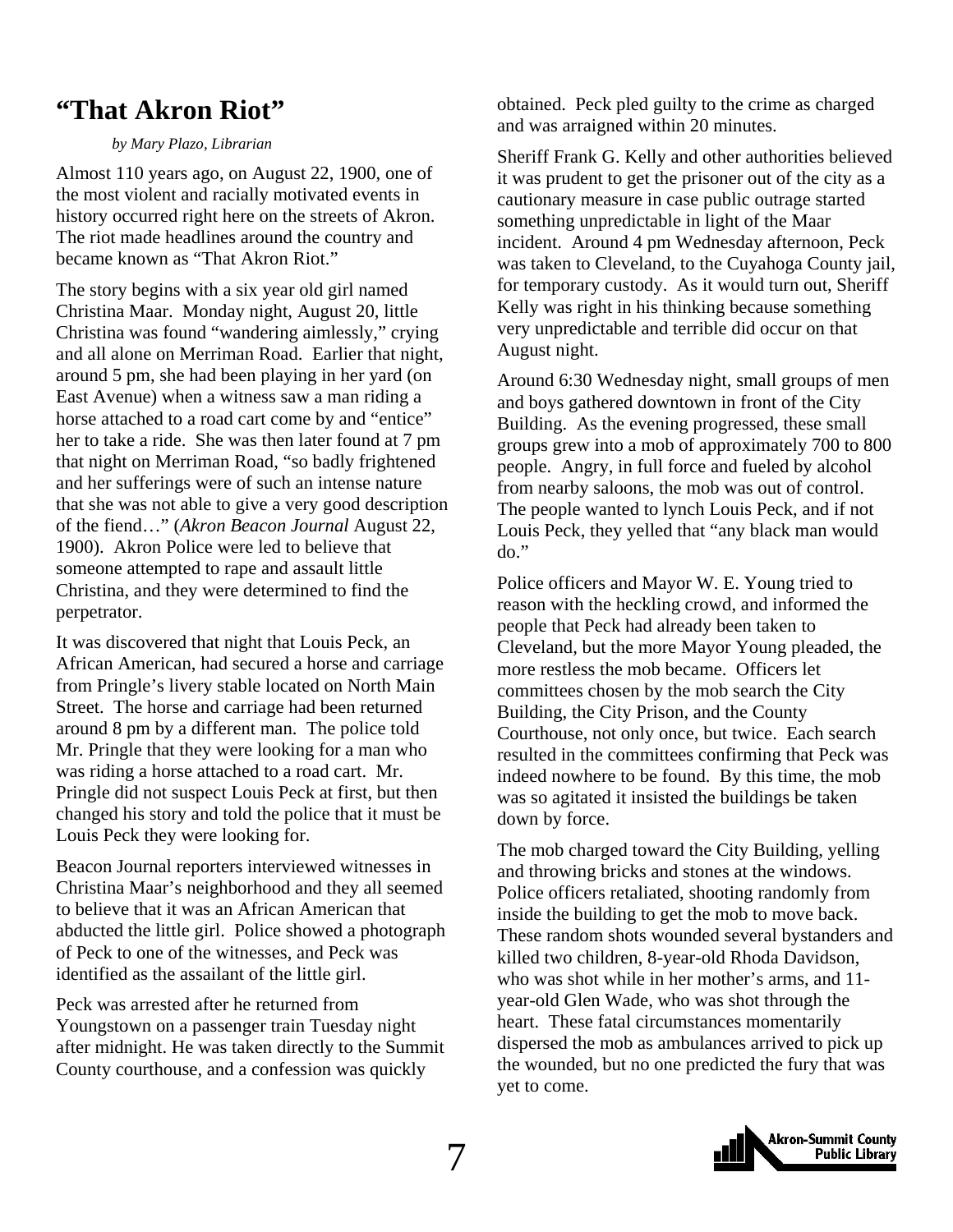# "That Akron Riot"

*by Mary Plazo, Librarian*

Almost 110 years ago, on August 22, 1900, one of the most violent and racially motivated events in history occurred right here on the streets of Akron. The riot made headlines around the country and became known as "That Akron Riot."

The story begins with a six year old girl named Christina Maar. Monday night, August 20, little Christina was found "wandering aimlessly," crying and all alone on Merriman Road. Earlier that night, around 5 pm, she had been playing in her yard (on East Avenue) when a witness saw a man riding a horse attached to a road cart come by and "entice" her to take a ride. She was then later found at 7 pm that night on Merriman Road, "so badly frightened and her sufferings were of such an intense nature that she was not able to give a very good description of the fiend…" (*Akron Beacon Journal* August 22, 1900). Akron Police were led to believe that someone attempted to rape and assault little Christina, and they were determined to find the perpetrator.

It was discovered that night that Louis Peck, an African American, had secured a horse and carriage from Pringle's livery stable located on North Main Street. The horse and carriage had been returned around 8 pm by a different man. The police told Mr. Pringle that they were looking for a man who was riding a horse attached to a road cart. Mr. Pringle did not suspect Louis Peck at first, but then changed his story and told the police that it must be Louis Peck they were looking for.

Beacon Journal reporters interviewed witnesses in Christina Maar's neighborhood and they all seemed to believe that it was an African American that abducted the little girl. Police showed a photograph of Peck to one of the witnesses, and Peck was identified as the assailant of the little girl.

Peck was arrested after he returned from Youngstown on a passenger train Tuesday night after midnight. He was taken directly to the Summit County courthouse, and a confession was quickly obtained. Peck pled guilty to the crime as charged and was arraigned within 20 minutes.

Sheriff Frank G. Kelly and other authorities believed it was prudent to get the prisoner out of the city as a cautionary measure in case public outrage started something unpredictable in light of the Maar incident. Around 4 pm Wednesday afternoon, Peck was taken to Cleveland, to the Cuyahoga County jail, for temporary custody. As it would turn out, Sheriff Kelly was right in his thinking because something very unpredictable and terrible did occur on that August night.

Around 6:30 Wednesday night, small groups of men and boys gathered downtown in front of the City Building. As the evening progressed, these small groups grew into a mob of approximately 700 to 800 people. Angry, in full force and fueled by alcohol from nearby saloons, the mob was out of control. The people wanted to lynch Louis Peck, and if not Louis Peck, they yelled that "any black man would do."

Police officers and Mayor W. E. Young tried to reason with the heckling crowd, and informed the people that Peck had already been taken to Cleveland, but the more Mayor Young pleaded, the more restless the mob became. Officers let committees chosen by the mob search the City Building, the City Prison, and the County Courthouse, not only once, but twice. Each search resulted in the committees confirming that Peck was indeed nowhere to be found. By this time, the mob was so agitated it insisted the buildings be taken down by force.

The mob charged toward the City Building, yelling and throwing bricks and stones at the windows. Police officers retaliated, shooting randomly from inside the building to get the mob to move back. These random shots wounded several bystanders and killed two children, 8-year-old Rhoda Davidson, who was shot while in her mother's arms, and 11-year-old Glen Wade, who was shot through the heart. These fatal circumstances momentarily dispersed the mob as ambulances arrived to pick up the wounded, but no one predicted the fury that was yet to come.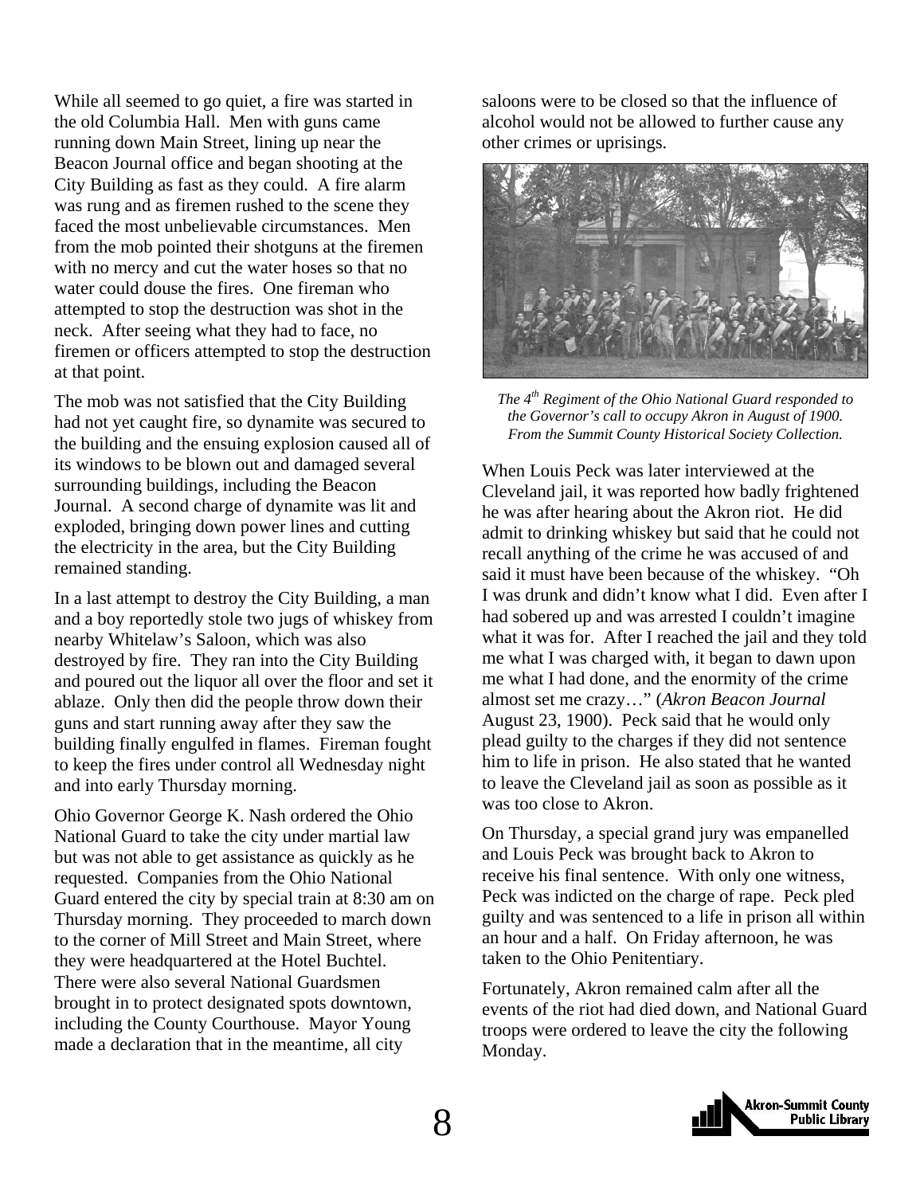While all seemed to go quiet, a fire was started in the old Columbia Hall. Men with guns came running down Main Street, lining up near the Beacon Journal office and began shooting at the City Building as fast as they could. A fire alarm was rung and as firemen rushed to the scene they faced the most unbelievable circumstances. Men from the mob pointed their shotguns at the firemen with no mercy and cut the water hoses so that no water could douse the fires. One fireman who attempted to stop the destruction was shot in the neck. After seeing what they had to face, no firemen or officers attempted to stop the destruction at that point.

The mob was not satisfied that the City Building had not yet caught fire, so dynamite was secured to the building and the ensuing explosion caused all of its windows to be blown out and damaged several surrounding buildings, including the Beacon Journal. A second charge of dynamite was lit and exploded, bringing down power lines and cutting the electricity in the area, but the City Building remained standing.

In a last attempt to destroy the City Building, a man and a boy reportedly stole two jugs of whiskey from nearby Whitelaw's Saloon, which was also destroyed by fire. They ran into the City Building and poured out the liquor all over the floor and set it ablaze. Only then did the people throw down their guns and start running away after they saw the building finally engulfed in flames. Fireman fought to keep the fires under control all Wednesday night and into early Thursday morning.

Ohio Governor George K. Nash ordered the Ohio National Guard to take the city under martial law but was not able to get assistance as quickly as he requested. Companies from the Ohio National Guard entered the city by special train at 8:30 am on Thursday morning. They proceeded to march down to the corner of Mill Street and Main Street, where they were headquartered at the Hotel Buchtel. There were also several National Guardsmen brought in to protect designated spots downtown, including the County Courthouse. Mayor Young made a declaration that in the meantime, all city saloons were to be closed so that the influence of alcohol would not be allowed to further cause any other crimes or uprisings.

*The 4th Regiment of the Ohio National Guard responded to the Governor's call to occupy Akron in August of 1900. From the Summit County Historical Society Collection.*

When Louis Peck was later interviewed at the Cleveland jail, it was reported how badly frightened he was after hearing about the Akron riot. He did admit to drinking whiskey but said that he could not recall anything of the crime he was accused of and said it must have been because of the whiskey. "Oh I was drunk and didn't know what I did. Even after I had sobered up and was arrested I couldn't imagine what it was for. After I reached the jail and they told me what I was charged with, it began to dawn upon me what I had done, and the enormity of the crime almost set me crazy…" (*Akron Beacon Journal* August 23, 1900). Peck said that he would only plead guilty to the charges if they did not sentence him to life in prison. He also stated that he wanted to leave the Cleveland jail as soon as possible as it was too close to Akron.

On Thursday, a special grand jury was empanelled and Louis Peck was brought back to Akron to receive his final sentence. With only one witness, Peck was indicted on the charge of rape. Peck pled guilty and was sentenced to a life in prison all within an hour and a half. On Friday afternoon, he was taken to the Ohio Penitentiary.

Fortunately, Akron remained calm after all the events of the riot had died down, and National Guard troops were ordered to leave the city the following Monday.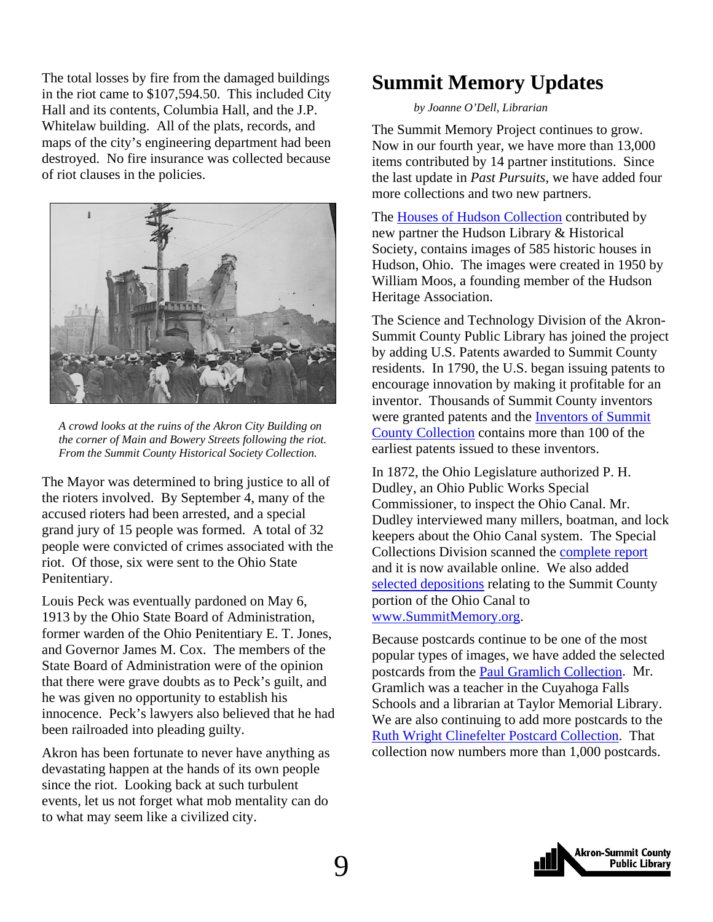The total losses by fire from the damaged buildings in the riot came to $107,594.50. This included City Hall and its contents, Columbia Hall, and the J.P. Whitelaw building. All of the plats, records, and maps of the city's engineering department had been destroyed. No fire insurance was collected because of riot clauses in the policies.

*A crowd looks at the ruins of the Akron City Building on the corner of Main and Bowery Streets following the riot. From the Summit County Historical Society Collection.*

The Mayor was determined to bring justice to all of the rioters involved. By September 4, many of the accused rioters had been arrested, and a special grand jury of 15 people was formed. A total of 32 people were convicted of crimes associated with the riot. Of those, six were sent to the Ohio State Penitentiary.

Louis Peck was eventually pardoned on May 6, 1913 by the Ohio State Board of Administration, former warden of the Ohio Penitentiary E. T. Jones, and Governor James M. Cox. The members of the State Board of Administration were of the opinion that there were grave doubts as to Peck's guilt, and he was given no opportunity to establish his innocence. Peck's lawyers also believed that he had been railroaded into pleading guilty.

Akron has been fortunate to never have anything as devastating happen at the hands of its own people since the riot. Looking back at such turbulent events, let us not forget what mob mentality can do to what may seem like a civilized city.

# Summit Memory Updates

*by Joanne O'Dell, Librarian*

The Summit Memory Project continues to grow. Now in our fourth year, we have more than 13,000 items contributed by 14 partner institutions. Since the last update in *Past Pursuits*, we have added four more collections and two new partners.

The Houses of Hudson Collection contributed by new partner the Hudson Library & Historical Society, contains images of 585 historic houses in Hudson, Ohio. The images were created in 1950 by William Moos, a founding member of the Hudson Heritage Association.

The Science and Technology Division of the Akron-Summit County Public Library has joined the project by adding U.S. Patents awarded to Summit County residents. In 1790, the U.S. began issuing patents to encourage innovation by making it profitable for an inventor. Thousands of Summit County inventors were granted patents and the Inventors of Summit County Collection contains more than 100 of the earliest patents issued to these inventors.

In 1872, the Ohio Legislature authorized P. H. Dudley, an Ohio Public Works Special Commissioner, to inspect the Ohio Canal. Mr. Dudley interviewed many millers, boatman, and lock keepers about the Ohio Canal system. The Special Collections Division scanned the complete report and it is now available online. We also added selected depositions relating to the Summit County portion of the Ohio Canal to www.SummitMemory.org.

Because postcards continue to be one of the most popular types of images, we have added the selected postcards from the Paul Gramlich Collection. Mr. Gramlich was a teacher in the Cuyahoga Falls Schools and a librarian at Taylor Memorial Library. We are also continuing to add more postcards to the Ruth Wright Clinefelter Postcard Collection. That collection now numbers more than 1,000 postcards.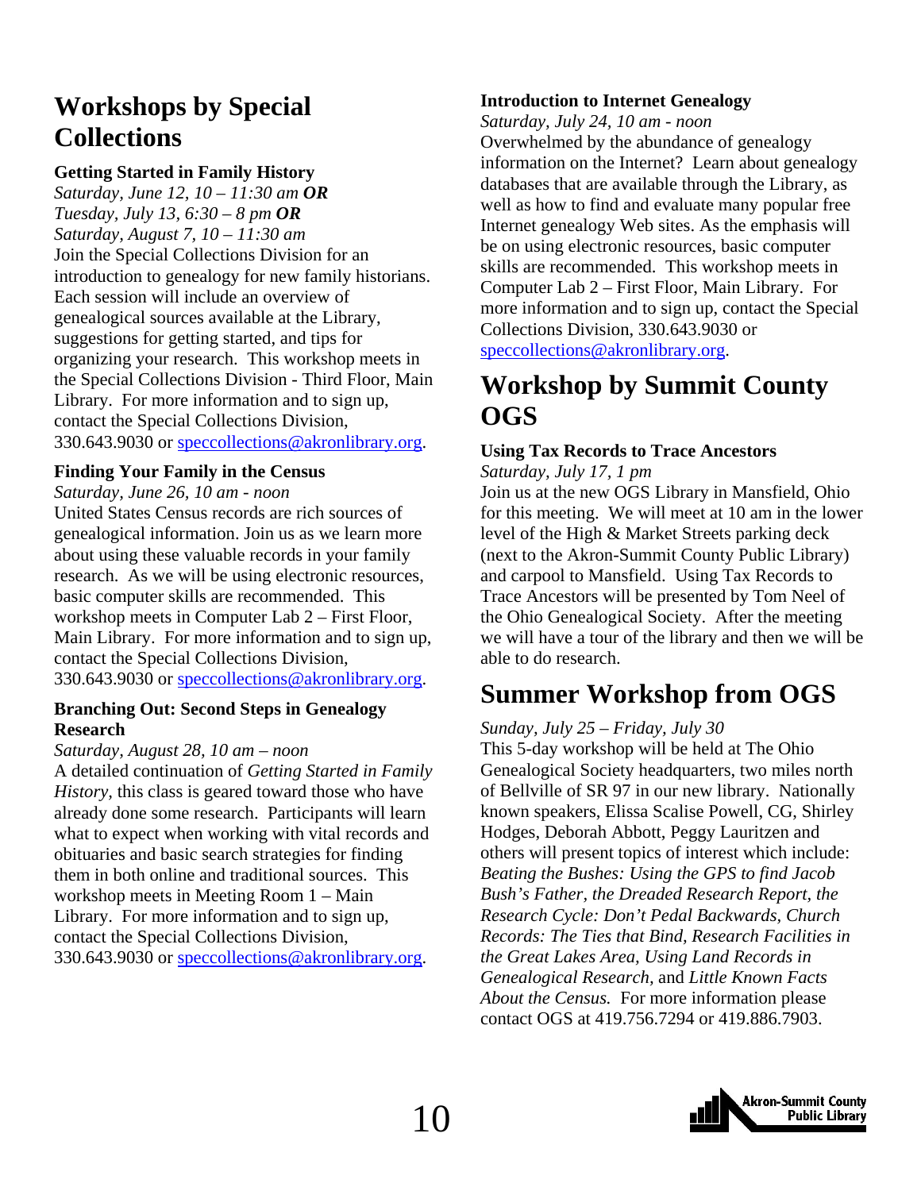## Workshops by Special Collections

### Getting Started in Family History

*Saturday, June 12, 10 – 11:30 am* ***OR***
*Tuesday, July 13, 6:30 – 8 pm* ***OR***
*Saturday, August 7, 10 – 11:30 am*

Join the Special Collections Division for an introduction to genealogy for new family historians. Each session will include an overview of genealogical sources available at the Library, suggestions for getting started, and tips for organizing your research. This workshop meets in the Special Collections Division - Third Floor, Main Library. For more information and to sign up, contact the Special Collections Division, 330.643.9030 or speccollections@akronlibrary.org.

### Finding Your Family in the Census

*Saturday, June 26, 10 am - noon*

United States Census records are rich sources of genealogical information. Join us as we learn more about using these valuable records in your family research. As we will be using electronic resources, basic computer skills are recommended. This workshop meets in Computer Lab 2 – First Floor, Main Library. For more information and to sign up, contact the Special Collections Division, 330.643.9030 or speccollections@akronlibrary.org.

### Branching Out: Second Steps in Genealogy Research

*Saturday, August 28, 10 am – noon*

A detailed continuation of *Getting Started in Family History*, this class is geared toward those who have already done some research. Participants will learn what to expect when working with vital records and obituaries and basic search strategies for finding them in both online and traditional sources. This workshop meets in Meeting Room 1 – Main Library. For more information and to sign up, contact the Special Collections Division, 330.643.9030 or speccollections@akronlibrary.org.

### Introduction to Internet Genealogy

*Saturday, July 24, 10 am - noon*

Overwhelmed by the abundance of genealogy information on the Internet? Learn about genealogy databases that are available through the Library, as well as how to find and evaluate many popular free Internet genealogy Web sites. As the emphasis will be on using electronic resources, basic computer skills are recommended. This workshop meets in Computer Lab 2 – First Floor, Main Library. For more information and to sign up, contact the Special Collections Division, 330.643.9030 or speccollections@akronlibrary.org.

## Workshop by Summit County OGS

### Using Tax Records to Trace Ancestors

*Saturday, July 17, 1 pm*

Join us at the new OGS Library in Mansfield, Ohio for this meeting. We will meet at 10 am in the lower level of the High & Market Streets parking deck (next to the Akron-Summit County Public Library) and carpool to Mansfield. Using Tax Records to Trace Ancestors will be presented by Tom Neel of the Ohio Genealogical Society. After the meeting we will have a tour of the library and then we will be able to do research.

## Summer Workshop from OGS

*Sunday, July 25 – Friday, July 30*

This 5-day workshop will be held at The Ohio Genealogical Society headquarters, two miles north of Bellville of SR 97 in our new library. Nationally known speakers, Elissa Scalise Powell, CG, Shirley Hodges, Deborah Abbott, Peggy Lauritzen and others will present topics of interest which include: *Beating the Bushes: Using the GPS to find Jacob Bush's Father, the Dreaded Research Report, the Research Cycle: Don't Pedal Backwards, Church Records: The Ties that Bind, Research Facilities in the Great Lakes Area, Using Land Records in Genealogical Research,* and *Little Known Facts About the Census.* For more information please contact OGS at 419.756.7294 or 419.886.7903.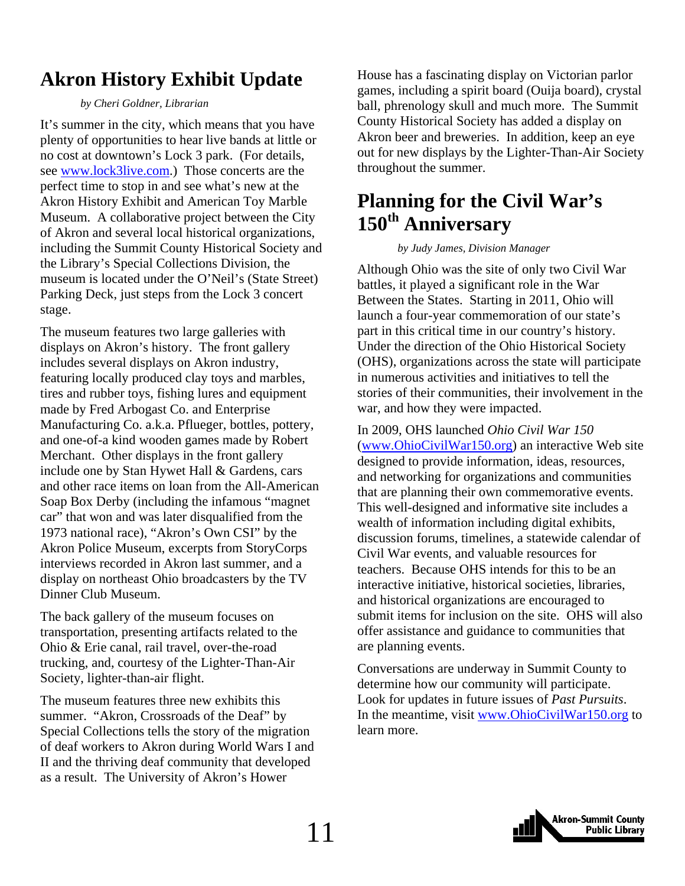# Akron History Exhibit Update

*by Cheri Goldner, Librarian*

It's summer in the city, which means that you have plenty of opportunities to hear live bands at little or no cost at downtown's Lock 3 park. (For details, see www.lock3live.com.) Those concerts are the perfect time to stop in and see what's new at the Akron History Exhibit and American Toy Marble Museum. A collaborative project between the City of Akron and several local historical organizations, including the Summit County Historical Society and the Library's Special Collections Division, the museum is located under the O'Neil's (State Street) Parking Deck, just steps from the Lock 3 concert stage.

The museum features two large galleries with displays on Akron's history. The front gallery includes several displays on Akron industry, featuring locally produced clay toys and marbles, tires and rubber toys, fishing lures and equipment made by Fred Arbogast Co. and Enterprise Manufacturing Co. a.k.a. Pflueger, bottles, pottery, and one-of-a kind wooden games made by Robert Merchant. Other displays in the front gallery include one by Stan Hywet Hall & Gardens, cars and other race items on loan from the All-American Soap Box Derby (including the infamous "magnet car" that won and was later disqualified from the 1973 national race), "Akron's Own CSI" by the Akron Police Museum, excerpts from StoryCorps interviews recorded in Akron last summer, and a display on northeast Ohio broadcasters by the TV Dinner Club Museum.

The back gallery of the museum focuses on transportation, presenting artifacts related to the Ohio & Erie canal, rail travel, over-the-road trucking, and, courtesy of the Lighter-Than-Air Society, lighter-than-air flight.

The museum features three new exhibits this summer. "Akron, Crossroads of the Deaf" by Special Collections tells the story of the migration of deaf workers to Akron during World Wars I and II and the thriving deaf community that developed as a result. The University of Akron's Hower House has a fascinating display on Victorian parlor games, including a spirit board (Ouija board), crystal ball, phrenology skull and much more. The Summit County Historical Society has added a display on Akron beer and breweries. In addition, keep an eye out for new displays by the Lighter-Than-Air Society throughout the summer.

# Planning for the Civil War's 150th Anniversary

*by Judy James, Division Manager*

Although Ohio was the site of only two Civil War battles, it played a significant role in the War Between the States. Starting in 2011, Ohio will launch a four-year commemoration of our state's part in this critical time in our country's history. Under the direction of the Ohio Historical Society (OHS), organizations across the state will participate in numerous activities and initiatives to tell the stories of their communities, their involvement in the war, and how they were impacted.

In 2009, OHS launched *Ohio Civil War 150* (www.OhioCivilWar150.org) an interactive Web site designed to provide information, ideas, resources, and networking for organizations and communities that are planning their own commemorative events. This well-designed and informative site includes a wealth of information including digital exhibits, discussion forums, timelines, a statewide calendar of Civil War events, and valuable resources for teachers. Because OHS intends for this to be an interactive initiative, historical societies, libraries, and historical organizations are encouraged to submit items for inclusion on the site. OHS will also offer assistance and guidance to communities that are planning events.

Conversations are underway in Summit County to determine how our community will participate. Look for updates in future issues of *Past Pursuits*. In the meantime, visit www.OhioCivilWar150.org to learn more.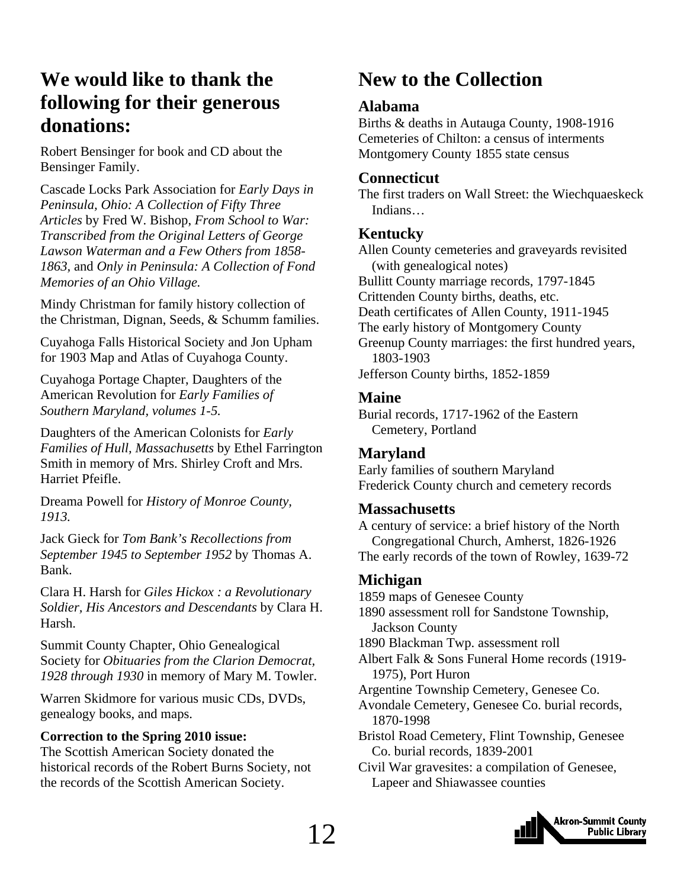## We would like to thank the following for their generous donations:

Robert Bensinger for book and CD about the Bensinger Family.

Cascade Locks Park Association for *Early Days in Peninsula, Ohio: A Collection of Fifty Three Articles* by Fred W. Bishop, *From School to War: Transcribed from the Original Letters of George Lawson Waterman and a Few Others from 1858-1863,* and *Only in Peninsula: A Collection of Fond Memories of an Ohio Village.*

Mindy Christman for family history collection of the Christman, Dignan, Seeds, & Schumm families.

Cuyahoga Falls Historical Society and Jon Upham for 1903 Map and Atlas of Cuyahoga County.

Cuyahoga Portage Chapter, Daughters of the American Revolution for *Early Families of Southern Maryland, volumes 1-5.*

Daughters of the American Colonists for *Early Families of Hull, Massachusetts* by Ethel Farrington Smith in memory of Mrs. Shirley Croft and Mrs. Harriet Pfeifle.

Dreama Powell for *History of Monroe County, 1913.*

Jack Gieck for *Tom Bank's Recollections from September 1945 to September 1952* by Thomas A. Bank.

Clara H. Harsh for *Giles Hickox : a Revolutionary Soldier, His Ancestors and Descendants* by Clara H. Harsh.

Summit County Chapter, Ohio Genealogical Society for *Obituaries from the Clarion Democrat, 1928 through 1930* in memory of Mary M. Towler.

Warren Skidmore for various music CDs, DVDs, genealogy books, and maps.

**Correction to the Spring 2010 issue:**
The Scottish American Society donated the historical records of the Robert Burns Society, not the records of the Scottish American Society.

## New to the Collection

### Alabama

Births & deaths in Autauga County, 1908-1916
Cemeteries of Chilton: a census of interments
Montgomery County 1855 state census

### Connecticut

The first traders on Wall Street: the Wiechquaeskeck Indians…

### Kentucky

Allen County cemeteries and graveyards revisited (with genealogical notes)
Bullitt County marriage records, 1797-1845
Crittenden County births, deaths, etc.
Death certificates of Allen County, 1911-1945
The early history of Montgomery County
Greenup County marriages: the first hundred years, 1803-1903
Jefferson County births, 1852-1859

### Maine

Burial records, 1717-1962 of the Eastern Cemetery, Portland

### Maryland

Early families of southern Maryland
Frederick County church and cemetery records

### Massachusetts

A century of service: a brief history of the North Congregational Church, Amherst, 1826-1926
The early records of the town of Rowley, 1639-72

### Michigan

1859 maps of Genesee County
1890 assessment roll for Sandstone Township, Jackson County
1890 Blackman Twp. assessment roll
Albert Falk & Sons Funeral Home records (1919-1975), Port Huron
Argentine Township Cemetery, Genesee Co.
Avondale Cemetery, Genesee Co. burial records, 1870-1998
Bristol Road Cemetery, Flint Township, Genesee Co. burial records, 1839-2001
Civil War gravesites: a compilation of Genesee, Lapeer and Shiawassee counties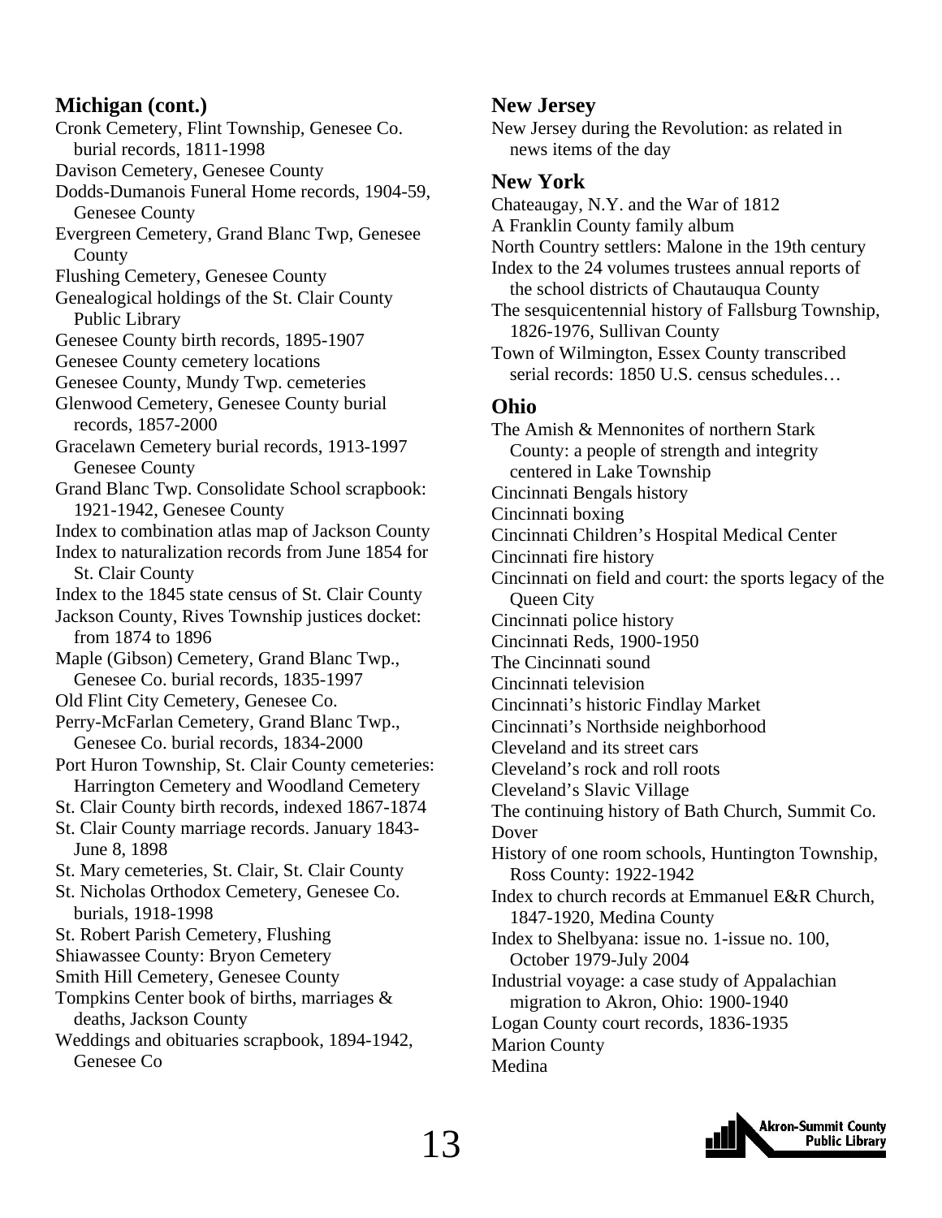## Michigan (cont.)

Cronk Cemetery, Flint Township, Genesee Co. burial records, 1811-1998
Davison Cemetery, Genesee County
Dodds-Dumanois Funeral Home records, 1904-59, Genesee County
Evergreen Cemetery, Grand Blanc Twp, Genesee County
Flushing Cemetery, Genesee County
Genealogical holdings of the St. Clair County Public Library
Genesee County birth records, 1895-1907
Genesee County cemetery locations
Genesee County, Mundy Twp. cemeteries
Glenwood Cemetery, Genesee County burial records, 1857-2000
Gracelawn Cemetery burial records, 1913-1997 Genesee County
Grand Blanc Twp. Consolidate School scrapbook: 1921-1942, Genesee County
Index to combination atlas map of Jackson County
Index to naturalization records from June 1854 for St. Clair County
Index to the 1845 state census of St. Clair County
Jackson County, Rives Township justices docket: from 1874 to 1896
Maple (Gibson) Cemetery, Grand Blanc Twp., Genesee Co. burial records, 1835-1997
Old Flint City Cemetery, Genesee Co.
Perry-McFarlan Cemetery, Grand Blanc Twp., Genesee Co. burial records, 1834-2000
Port Huron Township, St. Clair County cemeteries: Harrington Cemetery and Woodland Cemetery
St. Clair County birth records, indexed 1867-1874
St. Clair County marriage records. January 1843-June 8, 1898
St. Mary cemeteries, St. Clair, St. Clair County
St. Nicholas Orthodox Cemetery, Genesee Co. burials, 1918-1998
St. Robert Parish Cemetery, Flushing
Shiawassee County: Bryon Cemetery
Smith Hill Cemetery, Genesee County
Tompkins Center book of births, marriages & deaths, Jackson County
Weddings and obituaries scrapbook, 1894-1942, Genesee Co

## New Jersey

New Jersey during the Revolution: as related in news items of the day

## New York

Chateaugay, N.Y. and the War of 1812
A Franklin County family album
North Country settlers: Malone in the 19th century
Index to the 24 volumes trustees annual reports of the school districts of Chautauqua County
The sesquicentennial history of Fallsburg Township, 1826-1976, Sullivan County
Town of Wilmington, Essex County transcribed serial records: 1850 U.S. census schedules…

## Ohio

The Amish & Mennonites of northern Stark County: a people of strength and integrity centered in Lake Township
Cincinnati Bengals history
Cincinnati boxing
Cincinnati Children's Hospital Medical Center
Cincinnati fire history
Cincinnati on field and court: the sports legacy of the Queen City
Cincinnati police history
Cincinnati Reds, 1900-1950
The Cincinnati sound
Cincinnati television
Cincinnati's historic Findlay Market
Cincinnati's Northside neighborhood
Cleveland and its street cars
Cleveland's rock and roll roots
Cleveland's Slavic Village
The continuing history of Bath Church, Summit Co.
Dover
History of one room schools, Huntington Township, Ross County: 1922-1942
Index to church records at Emmanuel E&R Church, 1847-1920, Medina County
Index to Shelbyana: issue no. 1-issue no. 100, October 1979-July 2004
Industrial voyage: a case study of Appalachian migration to Akron, Ohio: 1900-1940
Logan County court records, 1836-1935
Marion County
Medina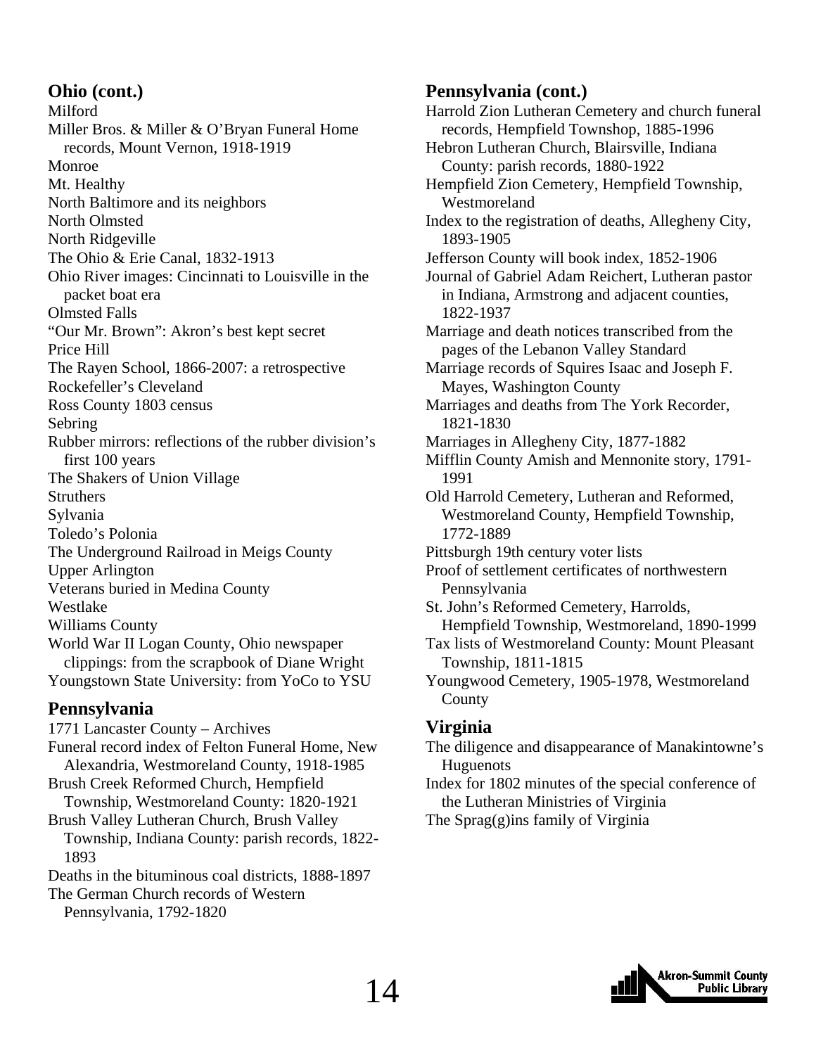## Ohio (cont.)

Milford
Miller Bros. & Miller & O'Bryan Funeral Home records, Mount Vernon, 1918-1919
Monroe
Mt. Healthy
North Baltimore and its neighbors
North Olmsted
North Ridgeville
The Ohio & Erie Canal, 1832-1913
Ohio River images: Cincinnati to Louisville in the packet boat era
Olmsted Falls
"Our Mr. Brown": Akron's best kept secret
Price Hill
The Rayen School, 1866-2007: a retrospective
Rockefeller's Cleveland
Ross County 1803 census
Sebring
Rubber mirrors: reflections of the rubber division's first 100 years
The Shakers of Union Village
Struthers
Sylvania
Toledo's Polonia
The Underground Railroad in Meigs County
Upper Arlington
Veterans buried in Medina County
Westlake
Williams County
World War II Logan County, Ohio newspaper clippings: from the scrapbook of Diane Wright
Youngstown State University: from YoCo to YSU

## Pennsylvania

1771 Lancaster County – Archives
Funeral record index of Felton Funeral Home, New Alexandria, Westmoreland County, 1918-1985
Brush Creek Reformed Church, Hempfield Township, Westmoreland County: 1820-1921
Brush Valley Lutheran Church, Brush Valley Township, Indiana County: parish records, 1822-1893
Deaths in the bituminous coal districts, 1888-1897
The German Church records of Western Pennsylvania, 1792-1820

## Pennsylvania (cont.)

Harrold Zion Lutheran Cemetery and church funeral records, Hempfield Townshop, 1885-1996
Hebron Lutheran Church, Blairsville, Indiana County: parish records, 1880-1922
Hempfield Zion Cemetery, Hempfield Township, Westmoreland
Index to the registration of deaths, Allegheny City, 1893-1905
Jefferson County will book index, 1852-1906
Journal of Gabriel Adam Reichert, Lutheran pastor in Indiana, Armstrong and adjacent counties, 1822-1937
Marriage and death notices transcribed from the pages of the Lebanon Valley Standard
Marriage records of Squires Isaac and Joseph F. Mayes, Washington County
Marriages and deaths from The York Recorder, 1821-1830
Marriages in Allegheny City, 1877-1882
Mifflin County Amish and Mennonite story, 1791-1991
Old Harrold Cemetery, Lutheran and Reformed, Westmoreland County, Hempfield Township, 1772-1889
Pittsburgh 19th century voter lists
Proof of settlement certificates of northwestern Pennsylvania
St. John's Reformed Cemetery, Harrolds, Hempfield Township, Westmoreland, 1890-1999
Tax lists of Westmoreland County: Mount Pleasant Township, 1811-1815
Youngwood Cemetery, 1905-1978, Westmoreland County

## Virginia

The diligence and disappearance of Manakintowne's Huguenots
Index for 1802 minutes of the special conference of the Lutheran Ministries of Virginia
The Sprag(g)ins family of Virginia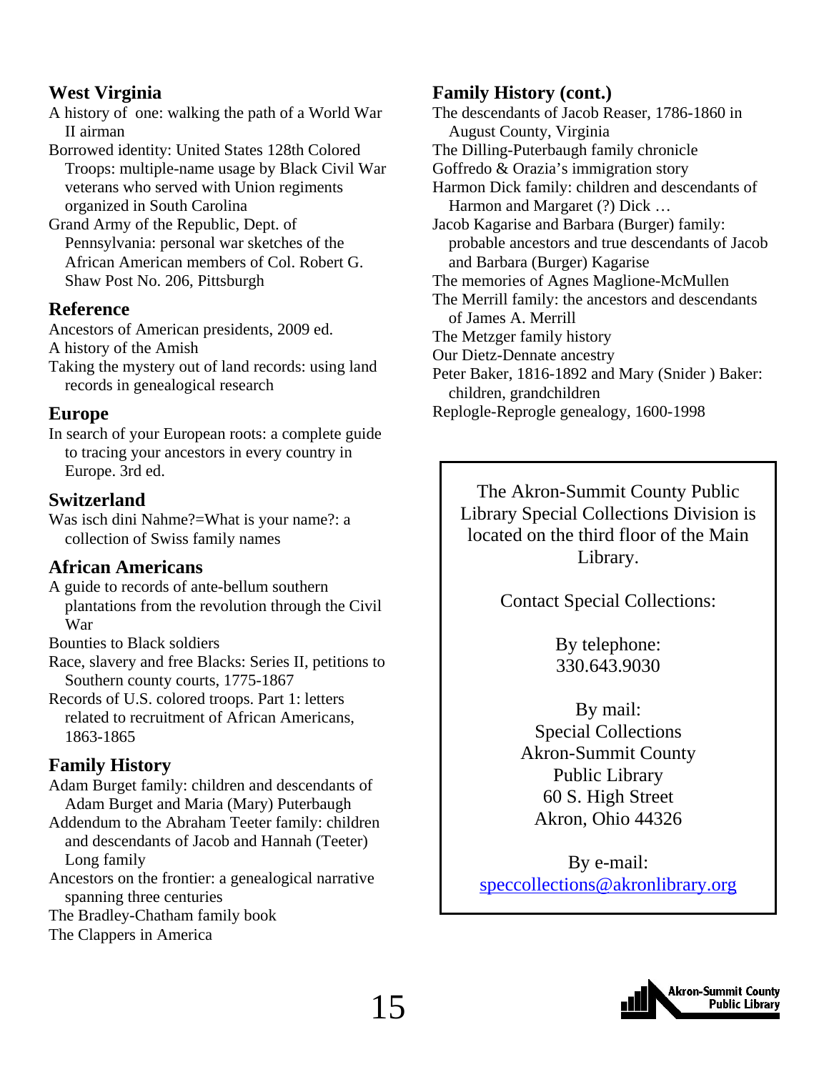## West Virginia

A history of one: walking the path of a World War II airman
Borrowed identity: United States 128th Colored Troops: multiple-name usage by Black Civil War veterans who served with Union regiments organized in South Carolina
Grand Army of the Republic, Dept. of Pennsylvania: personal war sketches of the African American members of Col. Robert G. Shaw Post No. 206, Pittsburgh

## Reference

Ancestors of American presidents, 2009 ed.
A history of the Amish
Taking the mystery out of land records: using land records in genealogical research

## Europe

In search of your European roots: a complete guide to tracing your ancestors in every country in Europe. 3rd ed.

## Switzerland

Was isch dini Nahme?=What is your name?: a collection of Swiss family names

## African Americans

A guide to records of ante-bellum southern plantations from the revolution through the Civil War
Bounties to Black soldiers
Race, slavery and free Blacks: Series II, petitions to Southern county courts, 1775-1867
Records of U.S. colored troops. Part 1: letters related to recruitment of African Americans, 1863-1865

## Family History

Adam Burget family: children and descendants of Adam Burget and Maria (Mary) Puterbaugh
Addendum to the Abraham Teeter family: children and descendants of Jacob and Hannah (Teeter) Long family
Ancestors on the frontier: a genealogical narrative spanning three centuries
The Bradley-Chatham family book
The Clappers in America

## Family History (cont.)

The descendants of Jacob Reaser, 1786-1860 in August County, Virginia
The Dilling-Puterbaugh family chronicle
Goffredo & Orazia's immigration story
Harmon Dick family: children and descendants of Harmon and Margaret (?) Dick …
Jacob Kagarise and Barbara (Burger) family: probable ancestors and true descendants of Jacob and Barbara (Burger) Kagarise
The memories of Agnes Maglione-McMullen
The Merrill family: the ancestors and descendants of James A. Merrill
The Metzger family history
Our Dietz-Dennate ancestry
Peter Baker, 1816-1892 and Mary (Snider ) Baker: children, grandchildren
Replogle-Reprogle genealogy, 1600-1998

The Akron-Summit County Public Library Special Collections Division is located on the third floor of the Main Library.

Contact Special Collections:

By telephone:
330.643.9030

By mail:
Special Collections
Akron-Summit County
Public Library
60 S. High Street
Akron, Ohio 44326

By e-mail:
speccollections@akronlibrary.org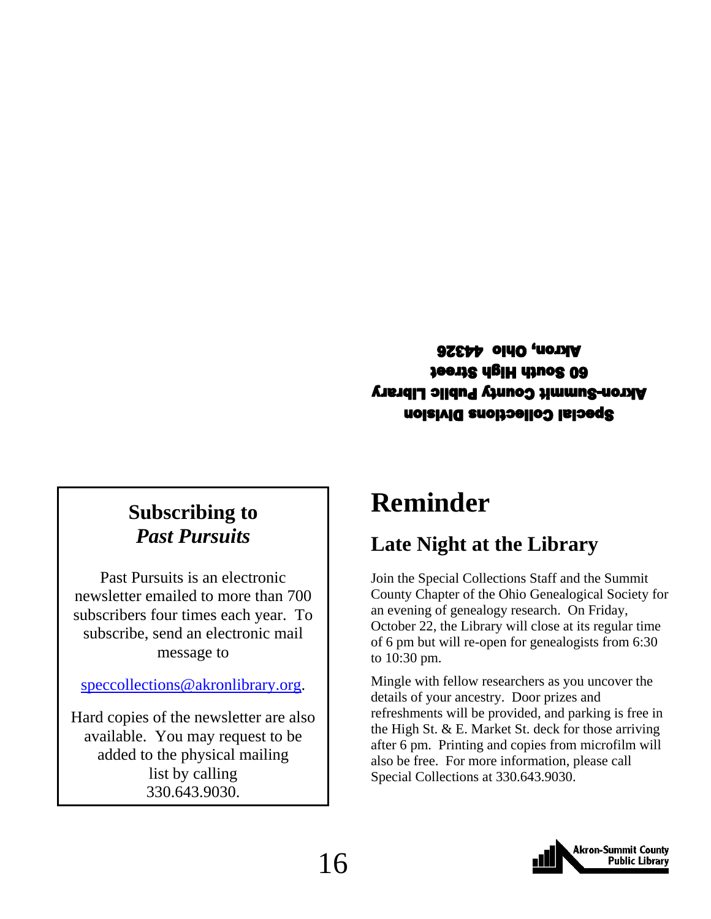Special Collections Division
Akron-Summit County Public Library
60 South High Street
Akron, Ohio 44326

## Subscribing to *Past Pursuits*

Past Pursuits is an electronic newsletter emailed to more than 700 subscribers four times each year. To subscribe, send an electronic mail message to

speccollections@akronlibrary.org.

Hard copies of the newsletter are also available. You may request to be added to the physical mailing list by calling 330.643.9030.

# Reminder

## Late Night at the Library

Join the Special Collections Staff and the Summit County Chapter of the Ohio Genealogical Society for an evening of genealogy research. On Friday, October 22, the Library will close at its regular time of 6 pm but will re-open for genealogists from 6:30 to 10:30 pm.

Mingle with fellow researchers as you uncover the details of your ancestry. Door prizes and refreshments will be provided, and parking is free in the High St. & E. Market St. deck for those arriving after 6 pm. Printing and copies from microfilm will also be free. For more information, please call Special Collections at 330.643.9030.

Akron-Summit County Public Library